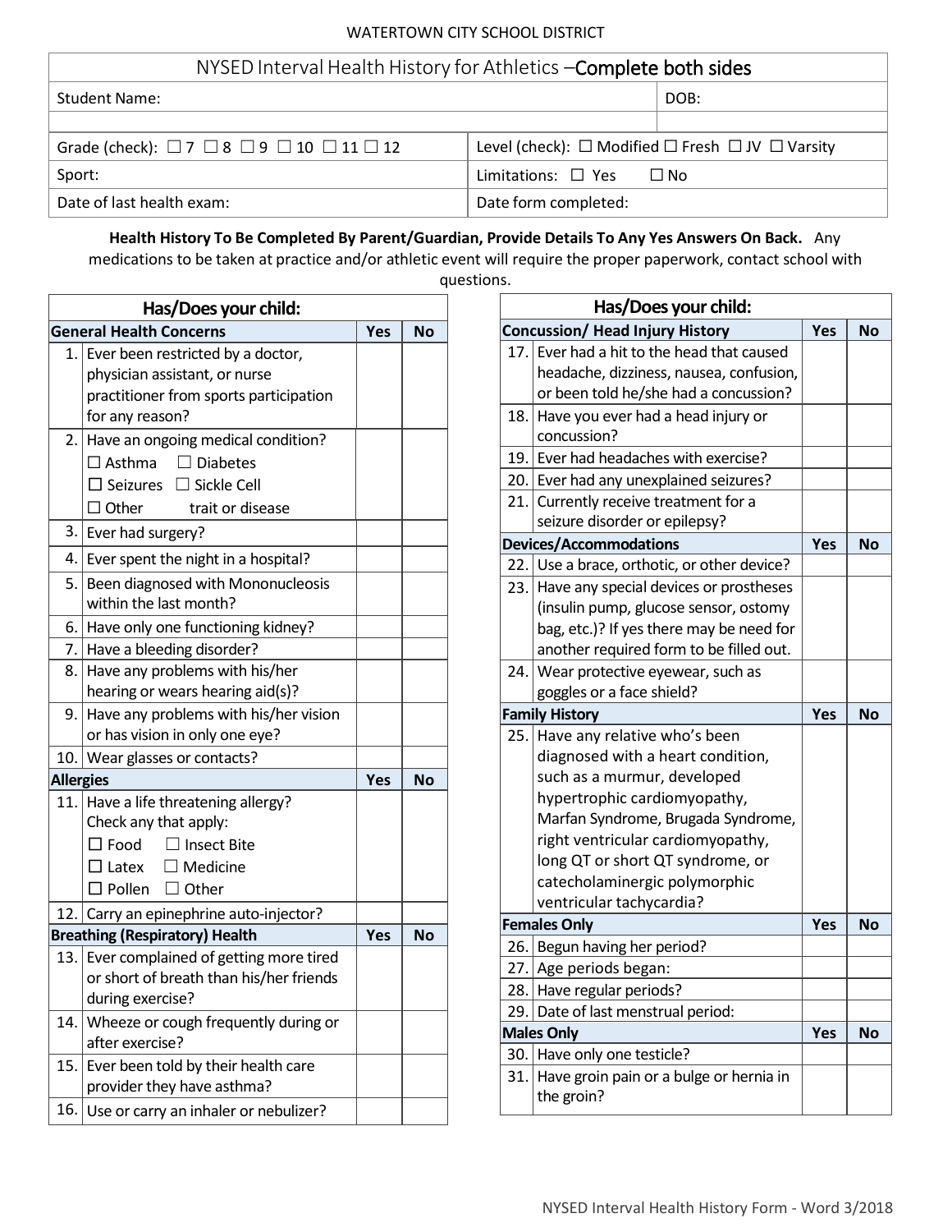WATERTOWN CITY SCHOOL DISTRICT

# NYSED Interval Health History for Athletics –Complete both sides

| Student Name: | DOB: |
|---|---|
| | |
| Grade (check): ☐ 7 ☐ 8 ☐ 9 ☐ 10 ☐ 11 ☐ 12 | Level (check): ☐ Modified ☐ Fresh ☐ JV ☐ Varsity |
| Sport: | Limitations: ☐ Yes ☐ No |
| Date of last health exam: | Date form completed: |

**Health History To Be Completed By Parent/Guardian, Provide Details To Any Yes Answers On Back.** Any medications to be taken at practice and/or athletic event will require the proper paperwork, contact school with questions.

| | **Has/Does your child:** | | |
|---|---|---|---|
| **General Health Concerns** | | **Yes** | **No** |
| 1. | Ever been restricted by a doctor, physician assistant, or nurse practitioner from sports participation for any reason? | | |
| 2. | Have an ongoing medical condition? ☐ Asthma ☐ Diabetes ☐ Seizures ☐ Sickle Cell trait or disease ☐ Other | | |
| 3. | Ever had surgery? | | |
| 4. | Ever spent the night in a hospital? | | |
| 5. | Been diagnosed with Mononucleosis within the last month? | | |
| 6. | Have only one functioning kidney? | | |
| 7. | Have a bleeding disorder? | | |
| 8. | Have any problems with his/her hearing or wears hearing aid(s)? | | |
| 9. | Have any problems with his/her vision or has vision in only one eye? | | |
| 10. | Wear glasses or contacts? | | |
| **Allergies** | | **Yes** | **No** |
| 11. | Have a life threatening allergy? Check any that apply: ☐ Food ☐ Insect Bite ☐ Latex ☐ Medicine ☐ Pollen ☐ Other | | |
| 12. | Carry an epinephrine auto-injector? | | |
| **Breathing (Respiratory) Health** | | **Yes** | **No** |
| 13. | Ever complained of getting more tired or short of breath than his/her friends during exercise? | | |
| 14. | Wheeze or cough frequently during or after exercise? | | |
| 15. | Ever been told by their health care provider they have asthma? | | |
| 16. | Use or carry an inhaler or nebulizer? | | |

| | **Has/Does your child:** | | |
|---|---|---|---|
| **Concussion/ Head Injury History** | | **Yes** | **No** |
| 17. | Ever had a hit to the head that caused headache, dizziness, nausea, confusion, or been told he/she had a concussion? | | |
| 18. | Have you ever had a head injury or concussion? | | |
| 19. | Ever had headaches with exercise? | | |
| 20. | Ever had any unexplained seizures? | | |
| 21. | Currently receive treatment for a seizure disorder or epilepsy? | | |
| **Devices/Accommodations** | | **Yes** | **No** |
| 22. | Use a brace, orthotic, or other device? | | |
| 23. | Have any special devices or prostheses (insulin pump, glucose sensor, ostomy bag, etc.)? If yes there may be need for another required form to be filled out. | | |
| 24. | Wear protective eyewear, such as goggles or a face shield? | | |
| **Family History** | | **Yes** | **No** |
| 25. | Have any relative who's been diagnosed with a heart condition, such as a murmur, developed hypertrophic cardiomyopathy, Marfan Syndrome, Brugada Syndrome, right ventricular cardiomyopathy, long QT or short QT syndrome, or catecholaminergic polymorphic ventricular tachycardia? | | |
| **Females Only** | | **Yes** | **No** |
| 26. | Begun having her period? | | |
| 27. | Age periods began: | | |
| 28. | Have regular periods? | | |
| 29. | Date of last menstrual period: | | |
| **Males Only** | | **Yes** | **No** |
| 30. | Have only one testicle? | | |
| 31. | Have groin pain or a bulge or hernia in the groin? | | |

NYSED Interval Health History Form - Word 3/2018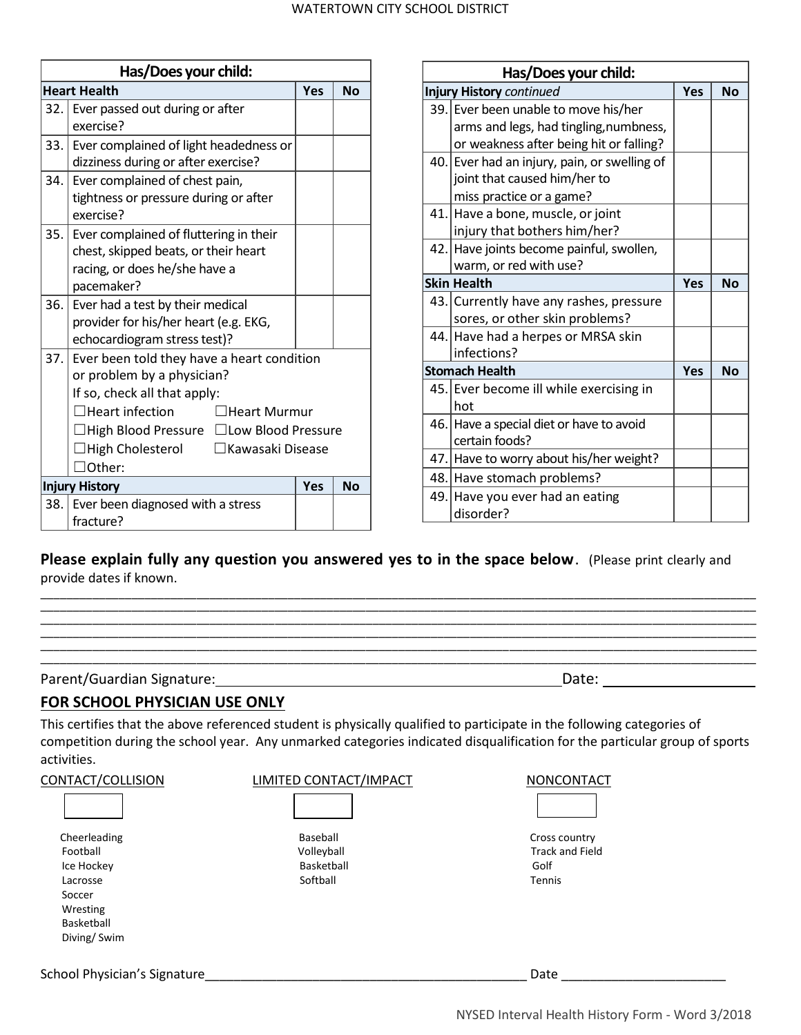WATERTOWN CITY SCHOOL DISTRICT

| Has/Does your child: | | | |
|---|---|---|---|
| **Heart Health** | | **Yes** | **No** |
| 32. | Ever passed out during or after exercise? | | |
| 33. | Ever complained of light headedness or dizziness during or after exercise? | | |
| 34. | Ever complained of chest pain, tightness or pressure during or after exercise? | | |
| 35. | Ever complained of fluttering in their chest, skipped beats, or their heart racing, or does he/she have a pacemaker? | | |
| 36. | Ever had a test by their medical provider for his/her heart (e.g. EKG, echocardiogram stress test)? | | |
| 37. | Ever been told they have a heart condition or problem by a physician? If so, check all that apply: ☐Heart infection ☐Heart Murmur ☐High Blood Pressure ☐Low Blood Pressure ☐High Cholesterol ☐Kawasaki Disease ☐Other: | | |
| **Injury History** | | **Yes** | **No** |
| 38. | Ever been diagnosed with a stress fracture? | | |

| Has/Does your child: | | | |
|---|---|---|---|
| **Injury History** *continued* | | **Yes** | **No** |
| 39. | Ever been unable to move his/her arms and legs, had tingling,numbness, or weakness after being hit or falling? | | |
| 40. | Ever had an injury, pain, or swelling of joint that caused him/her to miss practice or a game? | | |
| 41. | Have a bone, muscle, or joint injury that bothers him/her? | | |
| 42. | Have joints become painful, swollen, warm, or red with use? | | |
| **Skin Health** | | **Yes** | **No** |
| 43. | Currently have any rashes, pressure sores, or other skin problems? | | |
| 44. | Have had a herpes or MRSA skin infections? | | |
| **Stomach Health** | | **Yes** | **No** |
| 45. | Ever become ill while exercising in hot | | |
| 46. | Have a special diet or have to avoid certain foods? | | |
| 47. | Have to worry about his/her weight? | | |
| 48. | Have stomach problems? | | |
| 49. | Have you ever had an eating disorder? | | |

**Please explain fully any question you answered yes to in the space below**. (Please print clearly and provide dates if known.

______________________________________________________________________________________
______________________________________________________________________________________
______________________________________________________________________________________
______________________________________________________________________________________
______________________________________________________________________________________
______________________________________________________________________________________

Parent/Guardian Signature:_____________________________________________ Date: ________________

## FOR SCHOOL PHYSICIAN USE ONLY

This certifies that the above referenced student is physically qualified to participate in the following categories of competition during the school year. Any unmarked categories indicated disqualification for the particular group of sports activities.

| CONTACT/COLLISION | LIMITED CONTACT/IMPACT | NONCONTACT |
|---|---|---|
| ☐ | ☐ | ☐ |
| Cheerleading | Baseball | Cross country |
| Football | Volleyball | Track and Field |
| Ice Hockey | Basketball | Golf |
| Lacrosse | Softball | Tennis |
| Soccer | | |
| Wresting | | |
| Basketball | | |
| Diving/ Swim | | |

School Physician's Signature____________________________________________ Date ______________________

NYSED Interval Health History Form - Word 3/2018